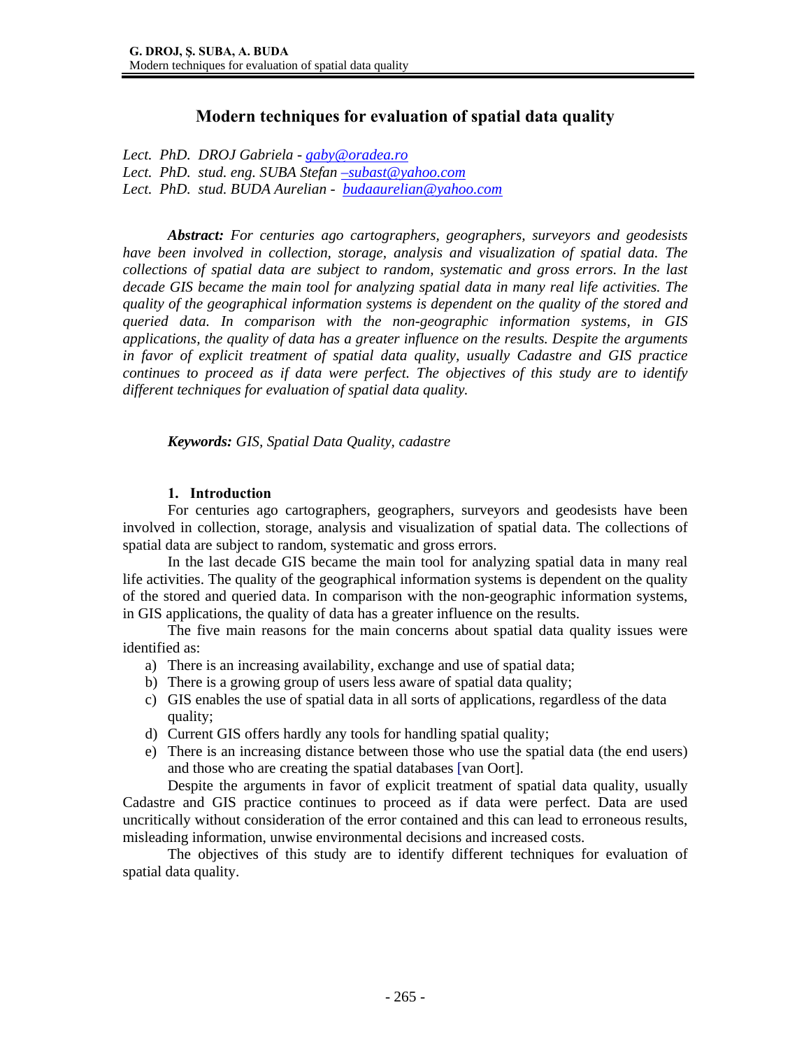# Modern techniques for evaluation of spatial data quality

*Lect. PhD. DROJ Gabriela - gaby@oradea.ro*
*Lect. PhD. stud. eng. SUBA Stefan –subast@yahoo.com*
*Lect. PhD. stud. BUDA Aurelian - budaaurelian@yahoo.com*

***Abstract:*** *For centuries ago cartographers, geographers, surveyors and geodesists have been involved in collection, storage, analysis and visualization of spatial data. The collections of spatial data are subject to random, systematic and gross errors. In the last decade GIS became the main tool for analyzing spatial data in many real life activities. The quality of the geographical information systems is dependent on the quality of the stored and queried data. In comparison with the non-geographic information systems, in GIS applications, the quality of data has a greater influence on the results. Despite the arguments in favor of explicit treatment of spatial data quality, usually Cadastre and GIS practice continues to proceed as if data were perfect. The objectives of this study are to identify different techniques for evaluation of spatial data quality.*

***Keywords:*** *GIS, Spatial Data Quality, cadastre*

## 1. Introduction

For centuries ago cartographers, geographers, surveyors and geodesists have been involved in collection, storage, analysis and visualization of spatial data. The collections of spatial data are subject to random, systematic and gross errors.

In the last decade GIS became the main tool for analyzing spatial data in many real life activities. The quality of the geographical information systems is dependent on the quality of the stored and queried data. In comparison with the non-geographic information systems, in GIS applications, the quality of data has a greater influence on the results.

The five main reasons for the main concerns about spatial data quality issues were identified as:

a) There is an increasing availability, exchange and use of spatial data;
b) There is a growing group of users less aware of spatial data quality;
c) GIS enables the use of spatial data in all sorts of applications, regardless of the data quality;
d) Current GIS offers hardly any tools for handling spatial quality;
e) There is an increasing distance between those who use the spatial data (the end users) and those who are creating the spatial databases [van Oort].

Despite the arguments in favor of explicit treatment of spatial data quality, usually Cadastre and GIS practice continues to proceed as if data were perfect. Data are used uncritically without consideration of the error contained and this can lead to erroneous results, misleading information, unwise environmental decisions and increased costs.

The objectives of this study are to identify different techniques for evaluation of spatial data quality.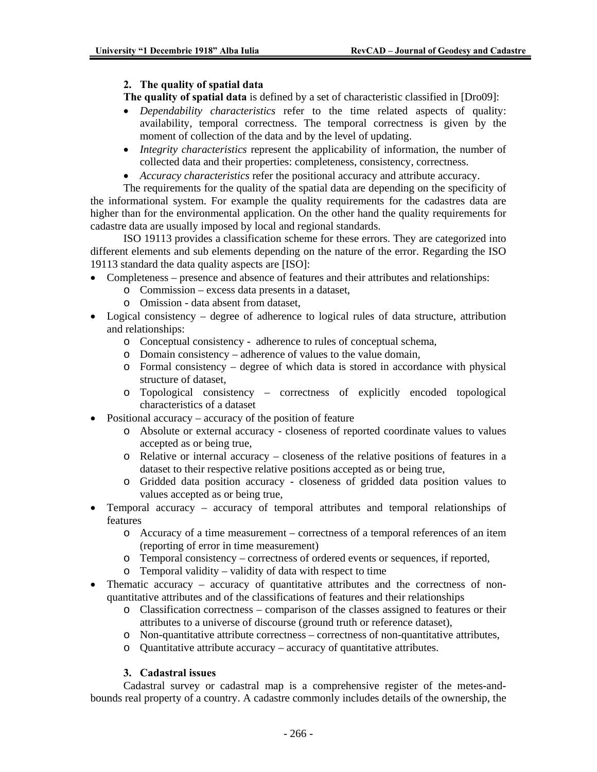## 2. The quality of spatial data

**The quality of spatial data** is defined by a set of characteristic classified in [Dro09]:

- *Dependability characteristics* refer to the time related aspects of quality: availability, temporal correctness. The temporal correctness is given by the moment of collection of the data and by the level of updating.
- *Integrity characteristics* represent the applicability of information, the number of collected data and their properties: completeness, consistency, correctness.
- *Accuracy characteristics* refer the positional accuracy and attribute accuracy.

The requirements for the quality of the spatial data are depending on the specificity of the informational system. For example the quality requirements for the cadastres data are higher than for the environmental application. On the other hand the quality requirements for cadastre data are usually imposed by local and regional standards.

ISO 19113 provides a classification scheme for these errors. They are categorized into different elements and sub elements depending on the nature of the error. Regarding the ISO 19113 standard the data quality aspects are [ISO]:

- Completeness – presence and absence of features and their attributes and relationships:
  - Commission – excess data presents in a dataset,
  - Omission - data absent from dataset,
- Logical consistency – degree of adherence to logical rules of data structure, attribution and relationships:
  - Conceptual consistency - adherence to rules of conceptual schema,
  - Domain consistency – adherence of values to the value domain,
  - Formal consistency – degree of which data is stored in accordance with physical structure of dataset,
  - Topological consistency – correctness of explicitly encoded topological characteristics of a dataset
- Positional accuracy – accuracy of the position of feature
  - Absolute or external accuracy - closeness of reported coordinate values to values accepted as or being true,
  - Relative or internal accuracy – closeness of the relative positions of features in a dataset to their respective relative positions accepted as or being true,
  - Gridded data position accuracy - closeness of gridded data position values to values accepted as or being true,
- Temporal accuracy – accuracy of temporal attributes and temporal relationships of features
  - Accuracy of a time measurement – correctness of a temporal references of an item (reporting of error in time measurement)
  - Temporal consistency – correctness of ordered events or sequences, if reported,
  - Temporal validity – validity of data with respect to time
- Thematic accuracy – accuracy of quantitative attributes and the correctness of non-quantitative attributes and of the classifications of features and their relationships
  - Classification correctness – comparison of the classes assigned to features or their attributes to a universe of discourse (ground truth or reference dataset),
  - Non-quantitative attribute correctness – correctness of non-quantitative attributes,
  - Quantitative attribute accuracy – accuracy of quantitative attributes.

## 3. Cadastral issues

Cadastral survey or cadastral map is a comprehensive register of the metes-and-bounds real property of a country. A cadastre commonly includes details of the ownership, the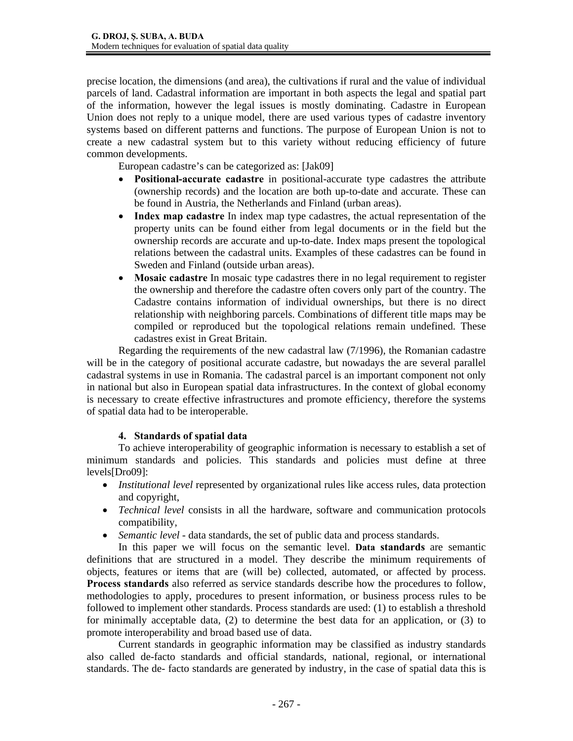precise location, the dimensions (and area), the cultivations if rural and the value of individual parcels of land. Cadastral information are important in both aspects the legal and spatial part of the information, however the legal issues is mostly dominating. Cadastre in European Union does not reply to a unique model, there are used various types of cadastre inventory systems based on different patterns and functions. The purpose of European Union is not to create a new cadastral system but to this variety without reducing efficiency of future common developments.

European cadastre's can be categorized as: [Jak09]

- **Positional-accurate cadastre** in positional-accurate type cadastres the attribute (ownership records) and the location are both up-to-date and accurate. These can be found in Austria, the Netherlands and Finland (urban areas).
- **Index map cadastre** In index map type cadastres, the actual representation of the property units can be found either from legal documents or in the field but the ownership records are accurate and up-to-date. Index maps present the topological relations between the cadastral units. Examples of these cadastres can be found in Sweden and Finland (outside urban areas).
- **Mosaic cadastre** In mosaic type cadastres there in no legal requirement to register the ownership and therefore the cadastre often covers only part of the country. The Cadastre contains information of individual ownerships, but there is no direct relationship with neighboring parcels. Combinations of different title maps may be compiled or reproduced but the topological relations remain undefined. These cadastres exist in Great Britain.

Regarding the requirements of the new cadastral law (7/1996), the Romanian cadastre will be in the category of positional accurate cadastre, but nowadays the are several parallel cadastral systems in use in Romania. The cadastral parcel is an important component not only in national but also in European spatial data infrastructures. In the context of global economy is necessary to create effective infrastructures and promote efficiency, therefore the systems of spatial data had to be interoperable.

## 4. Standards of spatial data

To achieve interoperability of geographic information is necessary to establish a set of minimum standards and policies. This standards and policies must define at three levels[Dro09]:

- *Institutional level* represented by organizational rules like access rules, data protection and copyright,
- *Technical level* consists in all the hardware, software and communication protocols compatibility,
- *Semantic level* - data standards, the set of public data and process standards.

In this paper we will focus on the semantic level. **Data standards** are semantic definitions that are structured in a model. They describe the minimum requirements of objects, features or items that are (will be) collected, automated, or affected by process. **Process standards** also referred as service standards describe how the procedures to follow, methodologies to apply, procedures to present information, or business process rules to be followed to implement other standards. Process standards are used: (1) to establish a threshold for minimally acceptable data, (2) to determine the best data for an application, or (3) to promote interoperability and broad based use of data.

Current standards in geographic information may be classified as industry standards also called de-facto standards and official standards, national, regional, or international standards. The de- facto standards are generated by industry, in the case of spatial data this is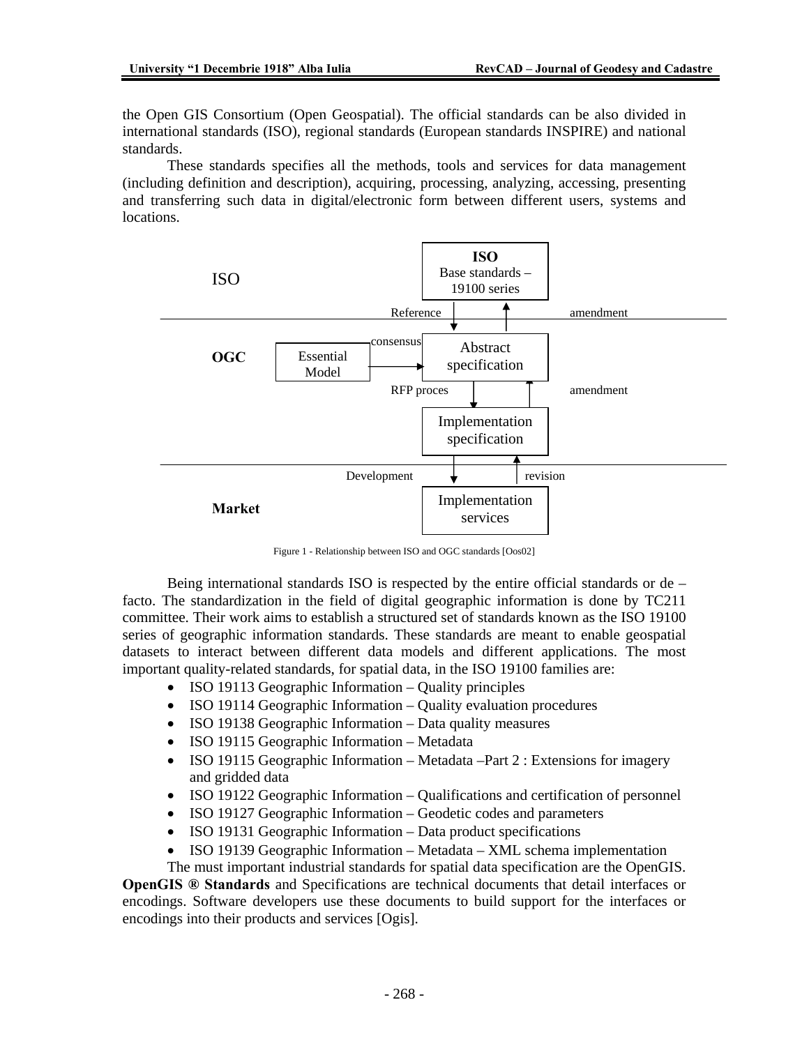the Open GIS Consortium (Open Geospatial). The official standards can be also divided in international standards (ISO), regional standards (European standards INSPIRE) and national standards.

These standards specifies all the methods, tools and services for data management (including definition and description), acquiring, processing, analyzing, accessing, presenting and transferring such data in digital/electronic form between different users, systems and locations.

Figure 1 - Relationship between ISO and OGC standards [Oos02]

Being international standards ISO is respected by the entire official standards or de – facto. The standardization in the field of digital geographic information is done by TC211 committee. Their work aims to establish a structured set of standards known as the ISO 19100 series of geographic information standards. These standards are meant to enable geospatial datasets to interact between different data models and different applications. The most important quality-related standards, for spatial data, in the ISO 19100 families are:

- ISO 19113 Geographic Information – Quality principles
- ISO 19114 Geographic Information – Quality evaluation procedures
- ISO 19138 Geographic Information – Data quality measures
- ISO 19115 Geographic Information – Metadata
- ISO 19115 Geographic Information – Metadata –Part 2 : Extensions for imagery and gridded data
- ISO 19122 Geographic Information – Qualifications and certification of personnel
- ISO 19127 Geographic Information – Geodetic codes and parameters
- ISO 19131 Geographic Information – Data product specifications
- ISO 19139 Geographic Information – Metadata – XML schema implementation

The must important industrial standards for spatial data specification are the OpenGIS. **OpenGIS ® Standards** and Specifications are technical documents that detail interfaces or encodings. Software developers use these documents to build support for the interfaces or encodings into their products and services [Ogis].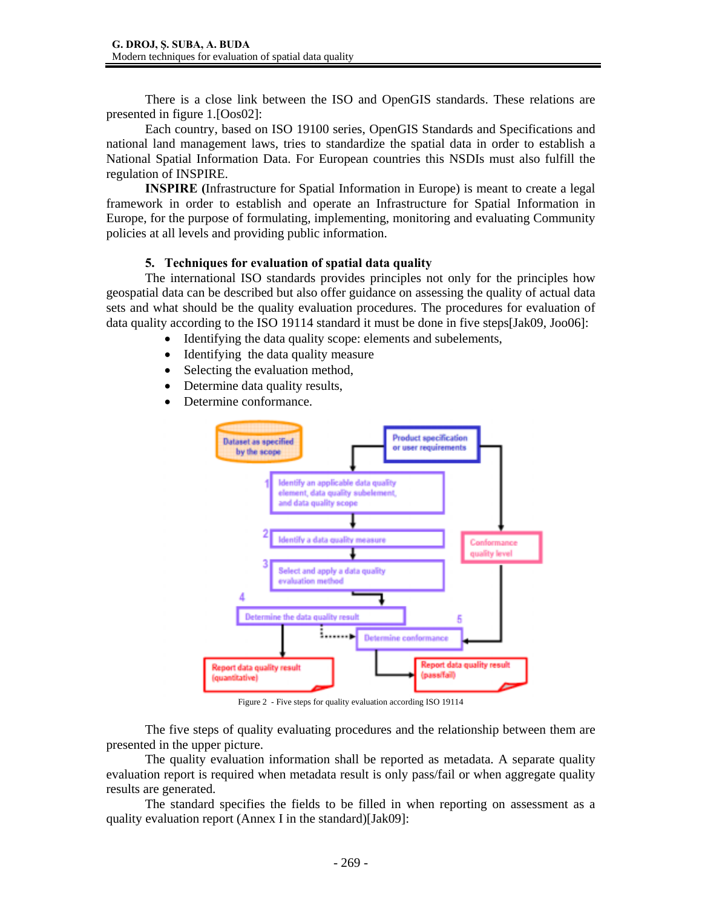There is a close link between the ISO and OpenGIS standards. These relations are presented in figure 1.[Oos02]:

Each country, based on ISO 19100 series, OpenGIS Standards and Specifications and national land management laws, tries to standardize the spatial data in order to establish a National Spatial Information Data. For European countries this NSDIs must also fulfill the regulation of INSPIRE.

**INSPIRE** (Infrastructure for Spatial Information in Europe) is meant to create a legal framework in order to establish and operate an Infrastructure for Spatial Information in Europe, for the purpose of formulating, implementing, monitoring and evaluating Community policies at all levels and providing public information.

## 5. Techniques for evaluation of spatial data quality

The international ISO standards provides principles not only for the principles how geospatial data can be described but also offer guidance on assessing the quality of actual data sets and what should be the quality evaluation procedures. The procedures for evaluation of data quality according to the ISO 19114 standard it must be done in five steps[Jak09, Joo06]:

- Identifying the data quality scope: elements and subelements,
- Identifying the data quality measure
- Selecting the evaluation method,
- Determine data quality results,
- Determine conformance.

Figure 2 - Five steps for quality evaluation according ISO 19114

The five steps of quality evaluating procedures and the relationship between them are presented in the upper picture.

The quality evaluation information shall be reported as metadata. A separate quality evaluation report is required when metadata result is only pass/fail or when aggregate quality results are generated.

The standard specifies the fields to be filled in when reporting on assessment as a quality evaluation report (Annex I in the standard)[Jak09]: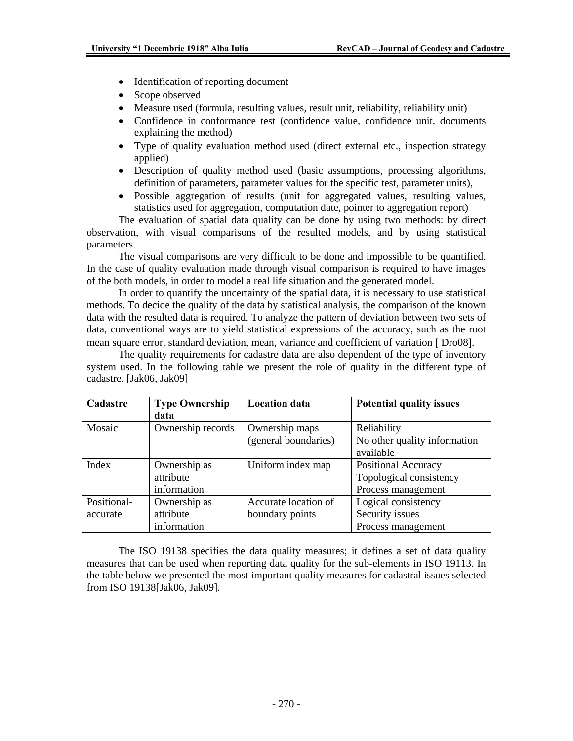- Identification of reporting document
- Scope observed
- Measure used (formula, resulting values, result unit, reliability, reliability unit)
- Confidence in conformance test (confidence value, confidence unit, documents explaining the method)
- Type of quality evaluation method used (direct external etc., inspection strategy applied)
- Description of quality method used (basic assumptions, processing algorithms, definition of parameters, parameter values for the specific test, parameter units),
- Possible aggregation of results (unit for aggregated values, resulting values, statistics used for aggregation, computation date, pointer to aggregation report)

The evaluation of spatial data quality can be done by using two methods: by direct observation, with visual comparisons of the resulted models, and by using statistical parameters.

The visual comparisons are very difficult to be done and impossible to be quantified. In the case of quality evaluation made through visual comparison is required to have images of the both models, in order to model a real life situation and the generated model.

In order to quantify the uncertainty of the spatial data, it is necessary to use statistical methods. To decide the quality of the data by statistical analysis, the comparison of the known data with the resulted data is required. To analyze the pattern of deviation between two sets of data, conventional ways are to yield statistical expressions of the accuracy, such as the root mean square error, standard deviation, mean, variance and coefficient of variation [ Dro08].

The quality requirements for cadastre data are also dependent of the type of inventory system used. In the following table we present the role of quality in the different type of cadastre. [Jak06, Jak09]

| Cadastre | Type Ownership data | Location data | Potential quality issues |
|---|---|---|---|
| Mosaic | Ownership records | Ownership maps (general boundaries) | Reliability<br>No other quality information available |
| Index | Ownership as attribute information | Uniform index map | Positional Accuracy<br>Topological consistency<br>Process management |
| Positional-accurate | Ownership as attribute information | Accurate location of boundary points | Logical consistency<br>Security issues<br>Process management |

The ISO 19138 specifies the data quality measures; it defines a set of data quality measures that can be used when reporting data quality for the sub-elements in ISO 19113. In the table below we presented the most important quality measures for cadastral issues selected from ISO 19138[Jak06, Jak09].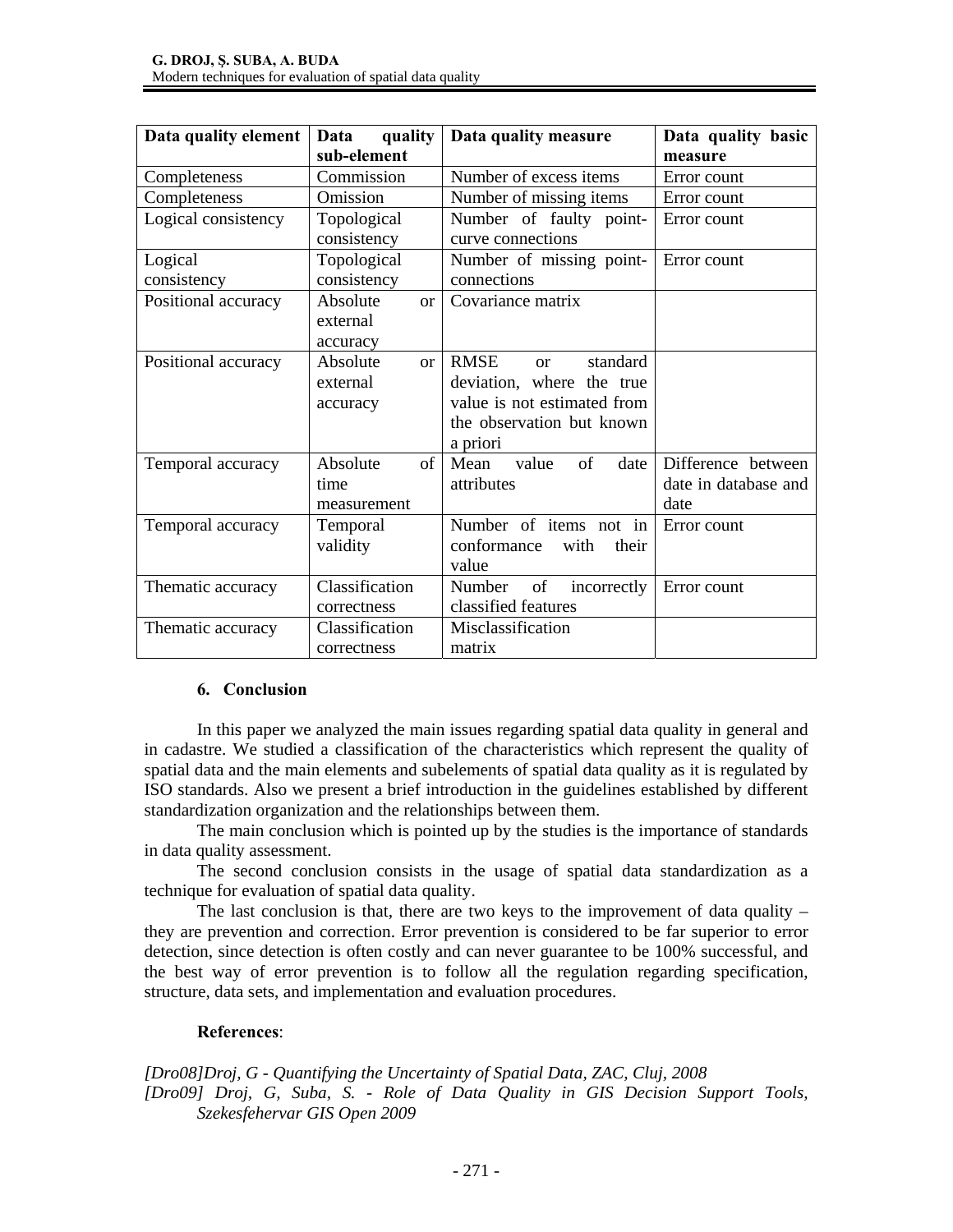| Data quality element | Data quality sub-element | Data quality measure | Data quality basic measure |
|---|---|---|---|
| Completeness | Commission | Number of excess items | Error count |
| Completeness | Omission | Number of missing items | Error count |
| Logical consistency | Topological consistency | Number of faulty point-curve connections | Error count |
| Logical consistency | Topological consistency | Number of missing point-connections | Error count |
| Positional accuracy | Absolute or external accuracy | Covariance matrix | |
| Positional accuracy | Absolute or external accuracy | RMSE or standard deviation, where the true value is not estimated from the observation but known a priori | |
| Temporal accuracy | Absolute of time measurement | Mean value of date attributes | Difference between date in database and date |
| Temporal accuracy | Temporal validity | Number of items not in conformance with their value | Error count |
| Thematic accuracy | Classification correctness | Number of incorrectly classified features | Error count |
| Thematic accuracy | Classification correctness | Misclassification matrix | |

## 6. Conclusion

In this paper we analyzed the main issues regarding spatial data quality in general and in cadastre. We studied a classification of the characteristics which represent the quality of spatial data and the main elements and subelements of spatial data quality as it is regulated by ISO standards. Also we present a brief introduction in the guidelines established by different standardization organization and the relationships between them.

The main conclusion which is pointed up by the studies is the importance of standards in data quality assessment.

The second conclusion consists in the usage of spatial data standardization as a technique for evaluation of spatial data quality.

The last conclusion is that, there are two keys to the improvement of data quality – they are prevention and correction. Error prevention is considered to be far superior to error detection, since detection is often costly and can never guarantee to be 100% successful, and the best way of error prevention is to follow all the regulation regarding specification, structure, data sets, and implementation and evaluation procedures.

**References**:

*[Dro08]Droj, G - Quantifying the Uncertainty of Spatial Data, ZAC, Cluj, 2008*

*[Dro09] Droj, G, Suba, S. - Role of Data Quality in GIS Decision Support Tools, Szekesfehervar GIS Open 2009*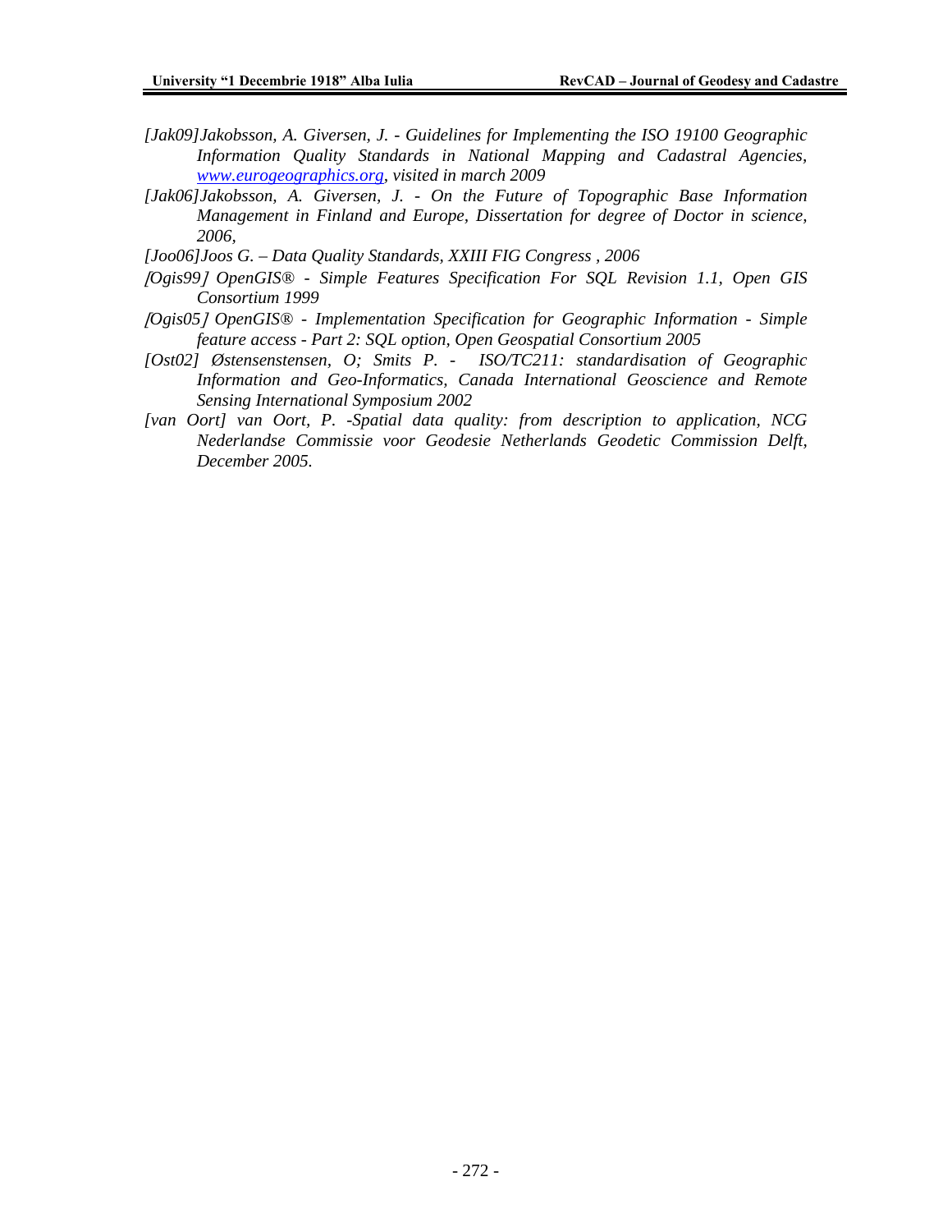*[Jak09]Jakobsson, A. Giversen, J. - Guidelines for Implementing the ISO 19100 Geographic Information Quality Standards in National Mapping and Cadastral Agencies, www.eurogeographics.org, visited in march 2009*

*[Jak06]Jakobsson, A. Giversen, J. - On the Future of Topographic Base Information Management in Finland and Europe, Dissertation for degree of Doctor in science, 2006,*

*[Joo06]Joos G. – Data Quality Standards, XXIII FIG Congress , 2006*

*[Ogis99] OpenGIS® - Simple Features Specification For SQL Revision 1.1, Open GIS Consortium 1999*

*[Ogis05] OpenGIS® - Implementation Specification for Geographic Information - Simple feature access - Part 2: SQL option, Open Geospatial Consortium 2005*

*[Ost02] Østensenstensen, O; Smits P. - ISO/TC211: standardisation of Geographic Information and Geo-Informatics, Canada International Geoscience and Remote Sensing International Symposium 2002*

*[van Oort] van Oort, P. -Spatial data quality: from description to application, NCG Nederlandse Commissie voor Geodesie Netherlands Geodetic Commission Delft, December 2005.*